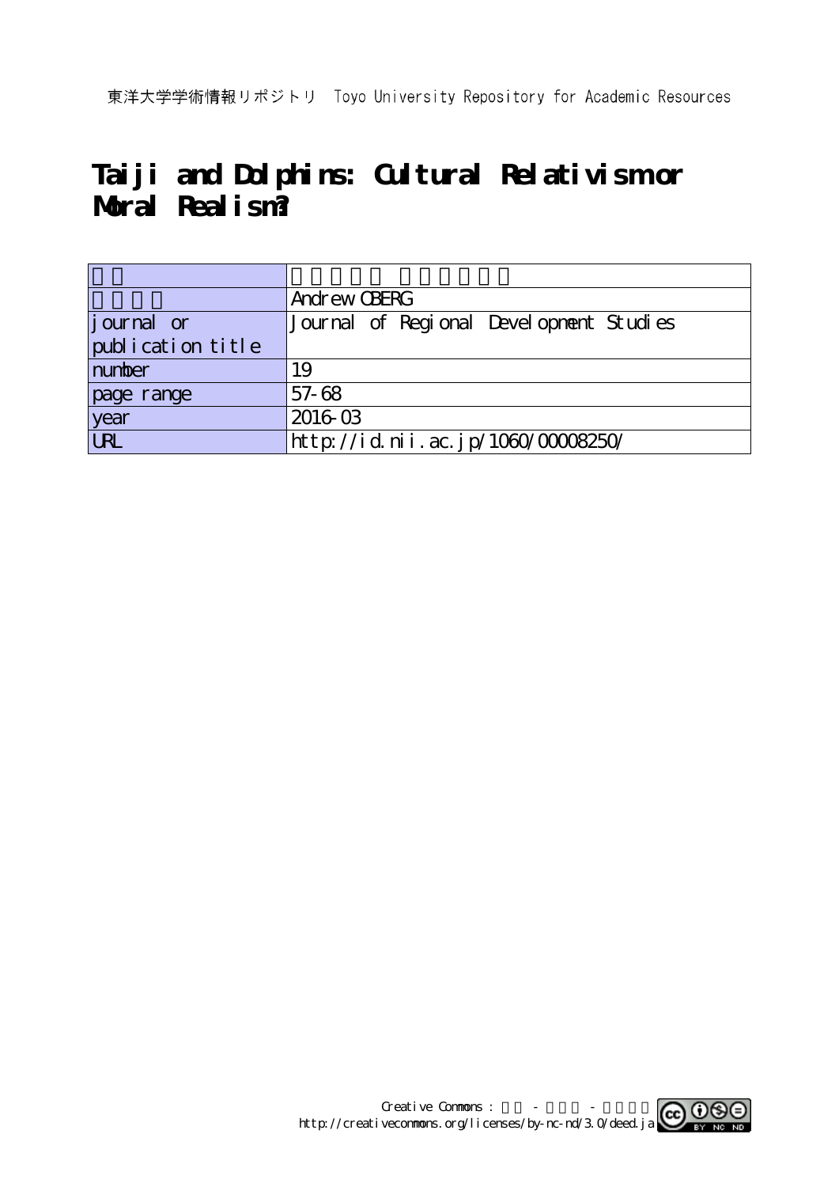東洋大学学術情報リポジトリ Toyo University Repository for Academic Resources

# Taiji and Dolphins: Cultural Relativism or Moral Realism?

| | |
|---|---|
| | |
| | Andrew OBERG |
| journal or publication title | Journal of Regional Development Studies |
| number | 19 |
| page range | 57-68 |
| year | 2016-03 |
| URL | http://id.nii.ac.jp/1060/00008250/ |

Creative Commons : - -
http://creativecommons.org/licenses/by-nc-nd/3.0/deed.ja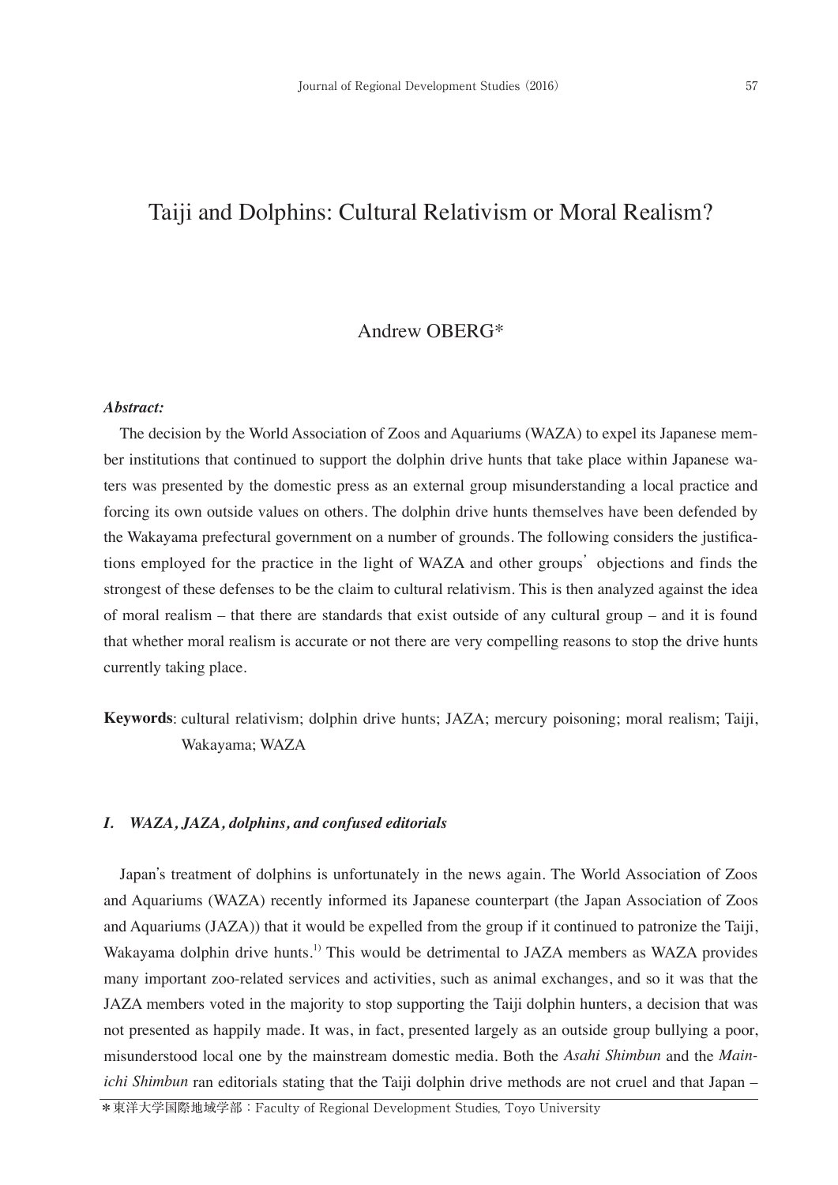# Taiji and Dolphins: Cultural Relativism or Moral Realism?

Andrew OBERG*

***Abstract:***

The decision by the World Association of Zoos and Aquariums (WAZA) to expel its Japanese member institutions that continued to support the dolphin drive hunts that take place within Japanese waters was presented by the domestic press as an external group misunderstanding a local practice and forcing its own outside values on others. The dolphin drive hunts themselves have been defended by the Wakayama prefectural government on a number of grounds. The following considers the justifications employed for the practice in the light of WAZA and other groups' objections and finds the strongest of these defenses to be the claim to cultural relativism. This is then analyzed against the idea of moral realism – that there are standards that exist outside of any cultural group – and it is found that whether moral realism is accurate or not there are very compelling reasons to stop the drive hunts currently taking place.

**Keywords**: cultural relativism; dolphin drive hunts; JAZA; mercury poisoning; moral realism; Taiji, Wakayama; WAZA

## *I. WAZA, JAZA, dolphins, and confused editorials*

Japan's treatment of dolphins is unfortunately in the news again. The World Association of Zoos and Aquariums (WAZA) recently informed its Japanese counterpart (the Japan Association of Zoos and Aquariums (JAZA)) that it would be expelled from the group if it continued to patronize the Taiji, Wakayama dolphin drive hunts.[1)] This would be detrimental to JAZA members as WAZA provides many important zoo-related services and activities, such as animal exchanges, and so it was that the JAZA members voted in the majority to stop supporting the Taiji dolphin hunters, a decision that was not presented as happily made. It was, in fact, presented largely as an outside group bullying a poor, misunderstood local one by the mainstream domestic media. Both the *Asahi Shimbun* and the *Mainichi Shimbun* ran editorials stating that the Taiji dolphin drive methods are not cruel and that Japan –

* 東洋大学国際地域学部：Faculty of Regional Development Studies, Toyo University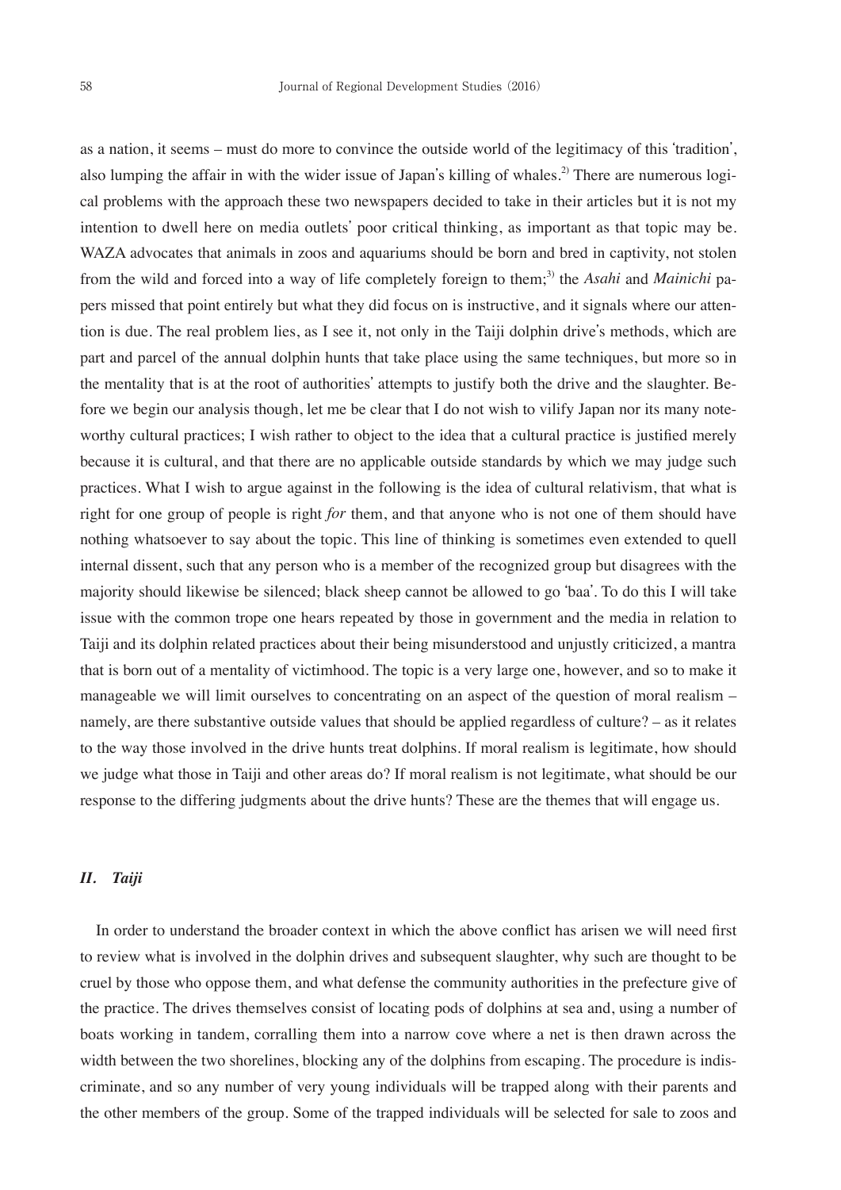as a nation, it seems – must do more to convince the outside world of the legitimacy of this 'tradition', also lumping the affair in with the wider issue of Japan's killing of whales.[2] There are numerous logical problems with the approach these two newspapers decided to take in their articles but it is not my intention to dwell here on media outlets' poor critical thinking, as important as that topic may be. WAZA advocates that animals in zoos and aquariums should be born and bred in captivity, not stolen from the wild and forced into a way of life completely foreign to them;[3] the *Asahi* and *Mainichi* papers missed that point entirely but what they did focus on is instructive, and it signals where our attention is due. The real problem lies, as I see it, not only in the Taiji dolphin drive's methods, which are part and parcel of the annual dolphin hunts that take place using the same techniques, but more so in the mentality that is at the root of authorities' attempts to justify both the drive and the slaughter. Before we begin our analysis though, let me be clear that I do not wish to vilify Japan nor its many noteworthy cultural practices; I wish rather to object to the idea that a cultural practice is justified merely because it is cultural, and that there are no applicable outside standards by which we may judge such practices. What I wish to argue against in the following is the idea of cultural relativism, that what is right for one group of people is right *for* them, and that anyone who is not one of them should have nothing whatsoever to say about the topic. This line of thinking is sometimes even extended to quell internal dissent, such that any person who is a member of the recognized group but disagrees with the majority should likewise be silenced; black sheep cannot be allowed to go 'baa'. To do this I will take issue with the common trope one hears repeated by those in government and the media in relation to Taiji and its dolphin related practices about their being misunderstood and unjustly criticized, a mantra that is born out of a mentality of victimhood. The topic is a very large one, however, and so to make it manageable we will limit ourselves to concentrating on an aspect of the question of moral realism – namely, are there substantive outside values that should be applied regardless of culture? – as it relates to the way those involved in the drive hunts treat dolphins. If moral realism is legitimate, how should we judge what those in Taiji and other areas do? If moral realism is not legitimate, what should be our response to the differing judgments about the drive hunts? These are the themes that will engage us.

## *II. Taiji*

In order to understand the broader context in which the above conflict has arisen we will need first to review what is involved in the dolphin drives and subsequent slaughter, why such are thought to be cruel by those who oppose them, and what defense the community authorities in the prefecture give of the practice. The drives themselves consist of locating pods of dolphins at sea and, using a number of boats working in tandem, corralling them into a narrow cove where a net is then drawn across the width between the two shorelines, blocking any of the dolphins from escaping. The procedure is indiscriminate, and so any number of very young individuals will be trapped along with their parents and the other members of the group. Some of the trapped individuals will be selected for sale to zoos and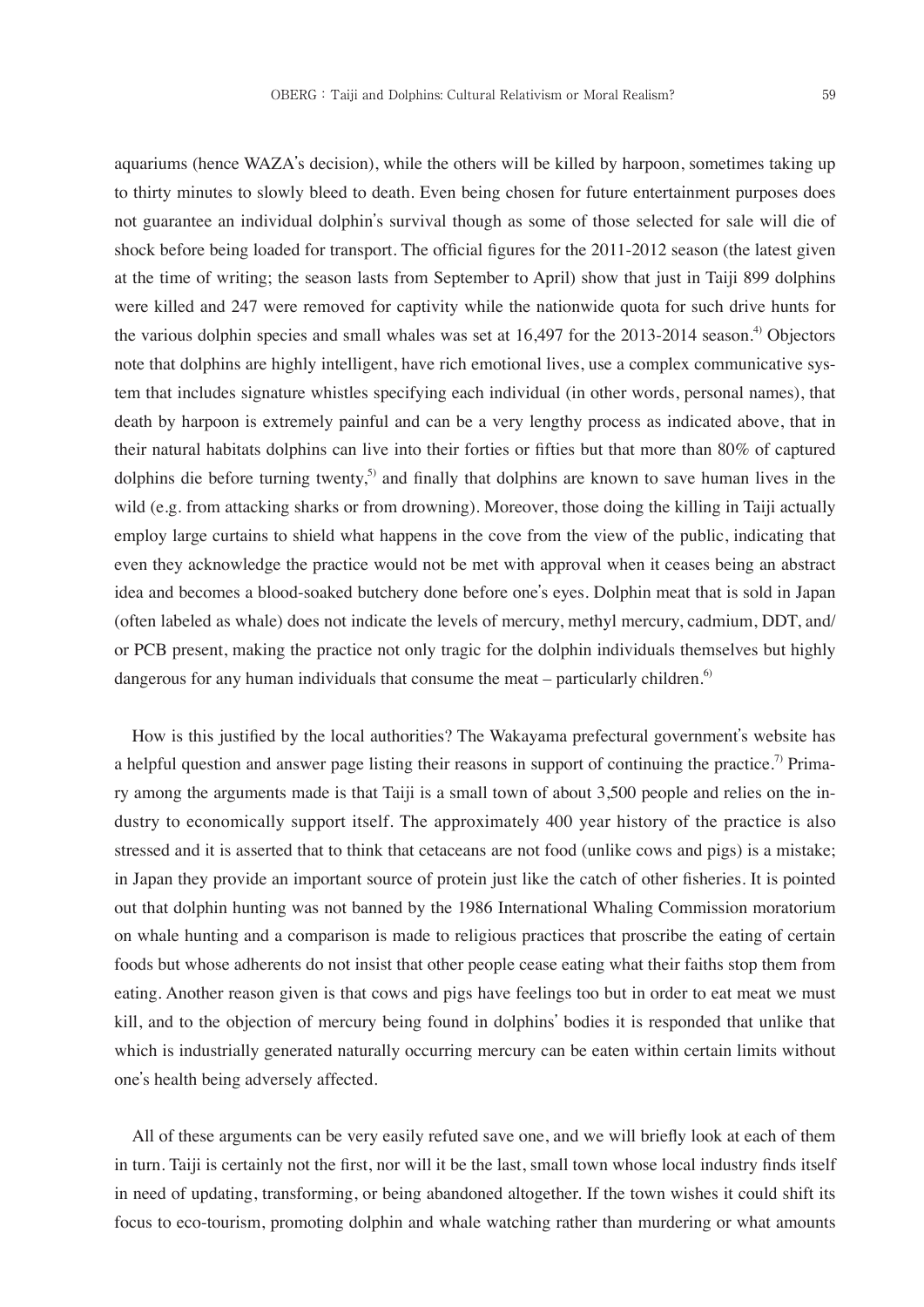aquariums (hence WAZA's decision), while the others will be killed by harpoon, sometimes taking up to thirty minutes to slowly bleed to death. Even being chosen for future entertainment purposes does not guarantee an individual dolphin's survival though as some of those selected for sale will die of shock before being loaded for transport. The official figures for the 2011-2012 season (the latest given at the time of writing; the season lasts from September to April) show that just in Taiji 899 dolphins were killed and 247 were removed for captivity while the nationwide quota for such drive hunts for the various dolphin species and small whales was set at 16,497 for the 2013-2014 season.[4] Objectors note that dolphins are highly intelligent, have rich emotional lives, use a complex communicative system that includes signature whistles specifying each individual (in other words, personal names), that death by harpoon is extremely painful and can be a very lengthy process as indicated above, that in their natural habitats dolphins can live into their forties or fifties but that more than 80% of captured dolphins die before turning twenty,[5] and finally that dolphins are known to save human lives in the wild (e.g. from attacking sharks or from drowning). Moreover, those doing the killing in Taiji actually employ large curtains to shield what happens in the cove from the view of the public, indicating that even they acknowledge the practice would not be met with approval when it ceases being an abstract idea and becomes a blood-soaked butchery done before one's eyes. Dolphin meat that is sold in Japan (often labeled as whale) does not indicate the levels of mercury, methyl mercury, cadmium, DDT, and/or PCB present, making the practice not only tragic for the dolphin individuals themselves but highly dangerous for any human individuals that consume the meat – particularly children.[6]

How is this justified by the local authorities? The Wakayama prefectural government's website has a helpful question and answer page listing their reasons in support of continuing the practice.[7] Primary among the arguments made is that Taiji is a small town of about 3,500 people and relies on the industry to economically support itself. The approximately 400 year history of the practice is also stressed and it is asserted that to think that cetaceans are not food (unlike cows and pigs) is a mistake; in Japan they provide an important source of protein just like the catch of other fisheries. It is pointed out that dolphin hunting was not banned by the 1986 International Whaling Commission moratorium on whale hunting and a comparison is made to religious practices that proscribe the eating of certain foods but whose adherents do not insist that other people cease eating what their faiths stop them from eating. Another reason given is that cows and pigs have feelings too but in order to eat meat we must kill, and to the objection of mercury being found in dolphins' bodies it is responded that unlike that which is industrially generated naturally occurring mercury can be eaten within certain limits without one's health being adversely affected.

All of these arguments can be very easily refuted save one, and we will briefly look at each of them in turn. Taiji is certainly not the first, nor will it be the last, small town whose local industry finds itself in need of updating, transforming, or being abandoned altogether. If the town wishes it could shift its focus to eco-tourism, promoting dolphin and whale watching rather than murdering or what amounts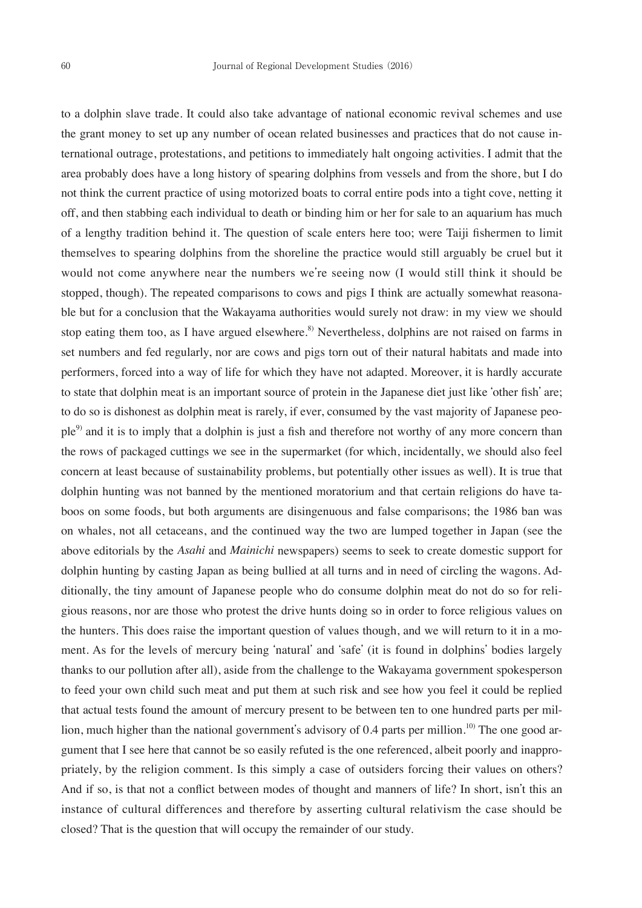to a dolphin slave trade. It could also take advantage of national economic revival schemes and use the grant money to set up any number of ocean related businesses and practices that do not cause international outrage, protestations, and petitions to immediately halt ongoing activities. I admit that the area probably does have a long history of spearing dolphins from vessels and from the shore, but I do not think the current practice of using motorized boats to corral entire pods into a tight cove, netting it off, and then stabbing each individual to death or binding him or her for sale to an aquarium has much of a lengthy tradition behind it. The question of scale enters here too; were Taiji fishermen to limit themselves to spearing dolphins from the shoreline the practice would still arguably be cruel but it would not come anywhere near the numbers we're seeing now (I would still think it should be stopped, though). The repeated comparisons to cows and pigs I think are actually somewhat reasonable but for a conclusion that the Wakayama authorities would surely not draw: in my view we should stop eating them too, as I have argued elsewhere.[8] Nevertheless, dolphins are not raised on farms in set numbers and fed regularly, nor are cows and pigs torn out of their natural habitats and made into performers, forced into a way of life for which they have not adapted. Moreover, it is hardly accurate to state that dolphin meat is an important source of protein in the Japanese diet just like 'other fish' are; to do so is dishonest as dolphin meat is rarely, if ever, consumed by the vast majority of Japanese people[9] and it is to imply that a dolphin is just a fish and therefore not worthy of any more concern than the rows of packaged cuttings we see in the supermarket (for which, incidentally, we should also feel concern at least because of sustainability problems, but potentially other issues as well). It is true that dolphin hunting was not banned by the mentioned moratorium and that certain religions do have taboos on some foods, but both arguments are disingenuous and false comparisons; the 1986 ban was on whales, not all cetaceans, and the continued way the two are lumped together in Japan (see the above editorials by the *Asahi* and *Mainichi* newspapers) seems to seek to create domestic support for dolphin hunting by casting Japan as being bullied at all turns and in need of circling the wagons. Additionally, the tiny amount of Japanese people who do consume dolphin meat do not do so for religious reasons, nor are those who protest the drive hunts doing so in order to force religious values on the hunters. This does raise the important question of values though, and we will return to it in a moment. As for the levels of mercury being 'natural' and 'safe' (it is found in dolphins' bodies largely thanks to our pollution after all), aside from the challenge to the Wakayama government spokesperson to feed your own child such meat and put them at such risk and see how you feel it could be replied that actual tests found the amount of mercury present to be between ten to one hundred parts per million, much higher than the national government's advisory of 0.4 parts per million.[10] The one good argument that I see here that cannot be so easily refuted is the one referenced, albeit poorly and inappropriately, by the religion comment. Is this simply a case of outsiders forcing their values on others? And if so, is that not a conflict between modes of thought and manners of life? In short, isn't this an instance of cultural differences and therefore by asserting cultural relativism the case should be closed? That is the question that will occupy the remainder of our study.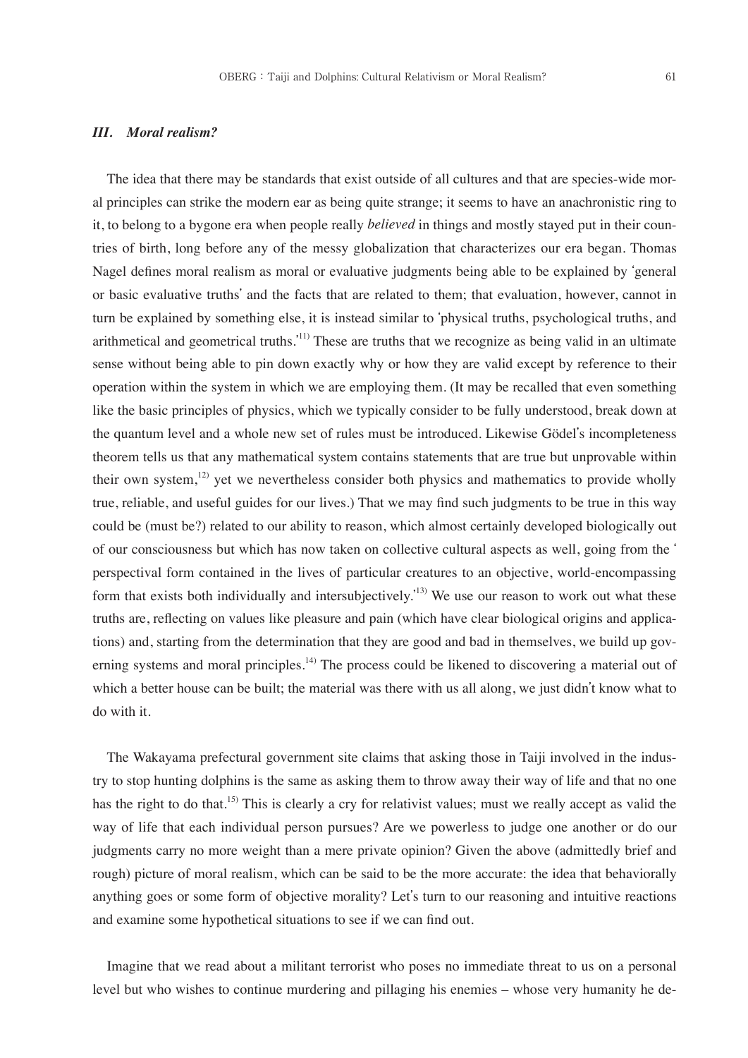### *III. Moral realism?*

The idea that there may be standards that exist outside of all cultures and that are species-wide moral principles can strike the modern ear as being quite strange; it seems to have an anachronistic ring to it, to belong to a bygone era when people really *believed* in things and mostly stayed put in their countries of birth, long before any of the messy globalization that characterizes our era began. Thomas Nagel defines moral realism as moral or evaluative judgments being able to be explained by 'general or basic evaluative truths' and the facts that are related to them; that evaluation, however, cannot in turn be explained by something else, it is instead similar to 'physical truths, psychological truths, and arithmetical and geometrical truths.'[11] These are truths that we recognize as being valid in an ultimate sense without being able to pin down exactly why or how they are valid except by reference to their operation within the system in which we are employing them. (It may be recalled that even something like the basic principles of physics, which we typically consider to be fully understood, break down at the quantum level and a whole new set of rules must be introduced. Likewise Gödel's incompleteness theorem tells us that any mathematical system contains statements that are true but unprovable within their own system,[12] yet we nevertheless consider both physics and mathematics to provide wholly true, reliable, and useful guides for our lives.) That we may find such judgments to be true in this way could be (must be?) related to our ability to reason, which almost certainly developed biologically out of our consciousness but which has now taken on collective cultural aspects as well, going from the ' perspectival form contained in the lives of particular creatures to an objective, world-encompassing form that exists both individually and intersubjectively.'[13] We use our reason to work out what these truths are, reflecting on values like pleasure and pain (which have clear biological origins and applications) and, starting from the determination that they are good and bad in themselves, we build up governing systems and moral principles.[14] The process could be likened to discovering a material out of which a better house can be built; the material was there with us all along, we just didn't know what to do with it.

The Wakayama prefectural government site claims that asking those in Taiji involved in the industry to stop hunting dolphins is the same as asking them to throw away their way of life and that no one has the right to do that.[15] This is clearly a cry for relativist values; must we really accept as valid the way of life that each individual person pursues? Are we powerless to judge one another or do our judgments carry no more weight than a mere private opinion? Given the above (admittedly brief and rough) picture of moral realism, which can be said to be the more accurate: the idea that behaviorally anything goes or some form of objective morality? Let's turn to our reasoning and intuitive reactions and examine some hypothetical situations to see if we can find out.

Imagine that we read about a militant terrorist who poses no immediate threat to us on a personal level but who wishes to continue murdering and pillaging his enemies – whose very humanity he de-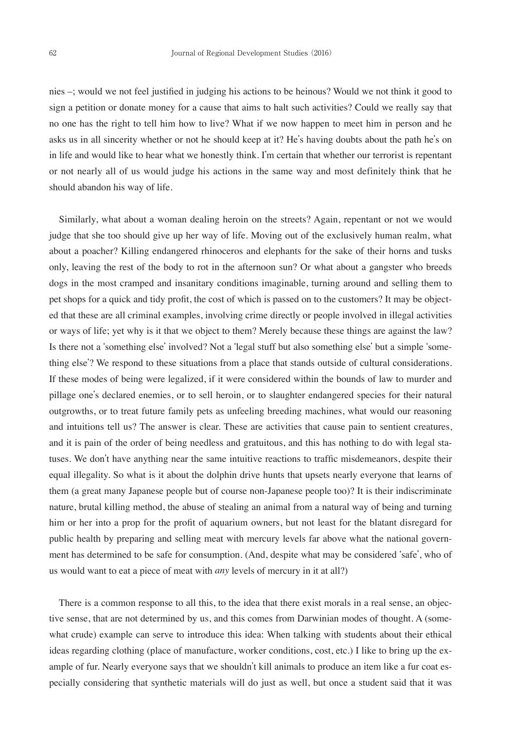nies –; would we not feel justified in judging his actions to be heinous? Would we not think it good to sign a petition or donate money for a cause that aims to halt such activities? Could we really say that no one has the right to tell him how to live? What if we now happen to meet him in person and he asks us in all sincerity whether or not he should keep at it? He's having doubts about the path he's on in life and would like to hear what we honestly think. I'm certain that whether our terrorist is repentant or not nearly all of us would judge his actions in the same way and most definitely think that he should abandon his way of life.

Similarly, what about a woman dealing heroin on the streets? Again, repentant or not we would judge that she too should give up her way of life. Moving out of the exclusively human realm, what about a poacher? Killing endangered rhinoceros and elephants for the sake of their horns and tusks only, leaving the rest of the body to rot in the afternoon sun? Or what about a gangster who breeds dogs in the most cramped and insanitary conditions imaginable, turning around and selling them to pet shops for a quick and tidy profit, the cost of which is passed on to the customers? It may be objected that these are all criminal examples, involving crime directly or people involved in illegal activities or ways of life; yet why is it that we object to them? Merely because these things are against the law? Is there not a 'something else' involved? Not a 'legal stuff but also something else' but a simple 'something else'? We respond to these situations from a place that stands outside of cultural considerations. If these modes of being were legalized, if it were considered within the bounds of law to murder and pillage one's declared enemies, or to sell heroin, or to slaughter endangered species for their natural outgrowths, or to treat future family pets as unfeeling breeding machines, what would our reasoning and intuitions tell us? The answer is clear. These are activities that cause pain to sentient creatures, and it is pain of the order of being needless and gratuitous, and this has nothing to do with legal statuses. We don't have anything near the same intuitive reactions to traffic misdemeanors, despite their equal illegality. So what is it about the dolphin drive hunts that upsets nearly everyone that learns of them (a great many Japanese people but of course non-Japanese people too)? It is their indiscriminate nature, brutal killing method, the abuse of stealing an animal from a natural way of being and turning him or her into a prop for the profit of aquarium owners, but not least for the blatant disregard for public health by preparing and selling meat with mercury levels far above what the national government has determined to be safe for consumption. (And, despite what may be considered 'safe', who of us would want to eat a piece of meat with *any* levels of mercury in it at all?)

There is a common response to all this, to the idea that there exist morals in a real sense, an objective sense, that are not determined by us, and this comes from Darwinian modes of thought. A (somewhat crude) example can serve to introduce this idea: When talking with students about their ethical ideas regarding clothing (place of manufacture, worker conditions, cost, etc.) I like to bring up the example of fur. Nearly everyone says that we shouldn't kill animals to produce an item like a fur coat especially considering that synthetic materials will do just as well, but once a student said that it was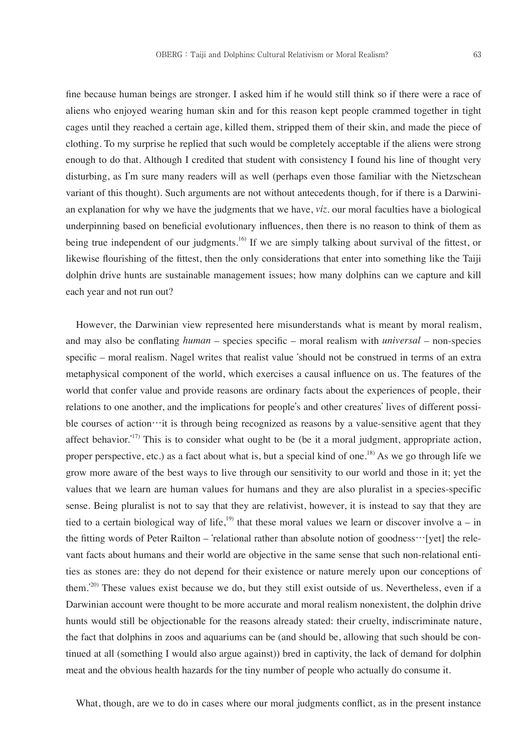fine because human beings are stronger. I asked him if he would still think so if there were a race of aliens who enjoyed wearing human skin and for this reason kept people crammed together in tight cages until they reached a certain age, killed them, stripped them of their skin, and made the piece of clothing. To my surprise he replied that such would be completely acceptable if the aliens were strong enough to do that. Although I credited that student with consistency I found his line of thought very disturbing, as I'm sure many readers will as well (perhaps even those familiar with the Nietzschean variant of this thought). Such arguments are not without antecedents though, for if there is a Darwinian explanation for why we have the judgments that we have, *viz*. our moral faculties have a biological underpinning based on beneficial evolutionary influences, then there is no reason to think of them as being true independent of our judgments.[16] If we are simply talking about survival of the fittest, or likewise flourishing of the fittest, then the only considerations that enter into something like the Taiji dolphin drive hunts are sustainable management issues; how many dolphins can we capture and kill each year and not run out?

However, the Darwinian view represented here misunderstands what is meant by moral realism, and may also be conflating *human* – species specific – moral realism with *universal* – non-species specific – moral realism. Nagel writes that realist value 'should not be construed in terms of an extra metaphysical component of the world, which exercises a causal influence on us. The features of the world that confer value and provide reasons are ordinary facts about the experiences of people, their relations to one another, and the implications for people's and other creatures' lives of different possible courses of action…it is through being recognized as reasons by a value-sensitive agent that they affect behavior.'[17] This is to consider what ought to be (be it a moral judgment, appropriate action, proper perspective, etc.) as a fact about what is, but a special kind of one.[18] As we go through life we grow more aware of the best ways to live through our sensitivity to our world and those in it; yet the values that we learn are human values for humans and they are also pluralist in a species-specific sense. Being pluralist is not to say that they are relativist, however, it is instead to say that they are tied to a certain biological way of life,[19] that these moral values we learn or discover involve a – in the fitting words of Peter Railton – 'relational rather than absolute notion of goodness…[yet] the relevant facts about humans and their world are objective in the same sense that such non-relational entities as stones are: they do not depend for their existence or nature merely upon our conceptions of them.'[20] These values exist because we do, but they still exist outside of us. Nevertheless, even if a Darwinian account were thought to be more accurate and moral realism nonexistent, the dolphin drive hunts would still be objectionable for the reasons already stated: their cruelty, indiscriminate nature, the fact that dolphins in zoos and aquariums can be (and should be, allowing that such should be continued at all (something I would also argue against)) bred in captivity, the lack of demand for dolphin meat and the obvious health hazards for the tiny number of people who actually do consume it.

What, though, are we to do in cases where our moral judgments conflict, as in the present instance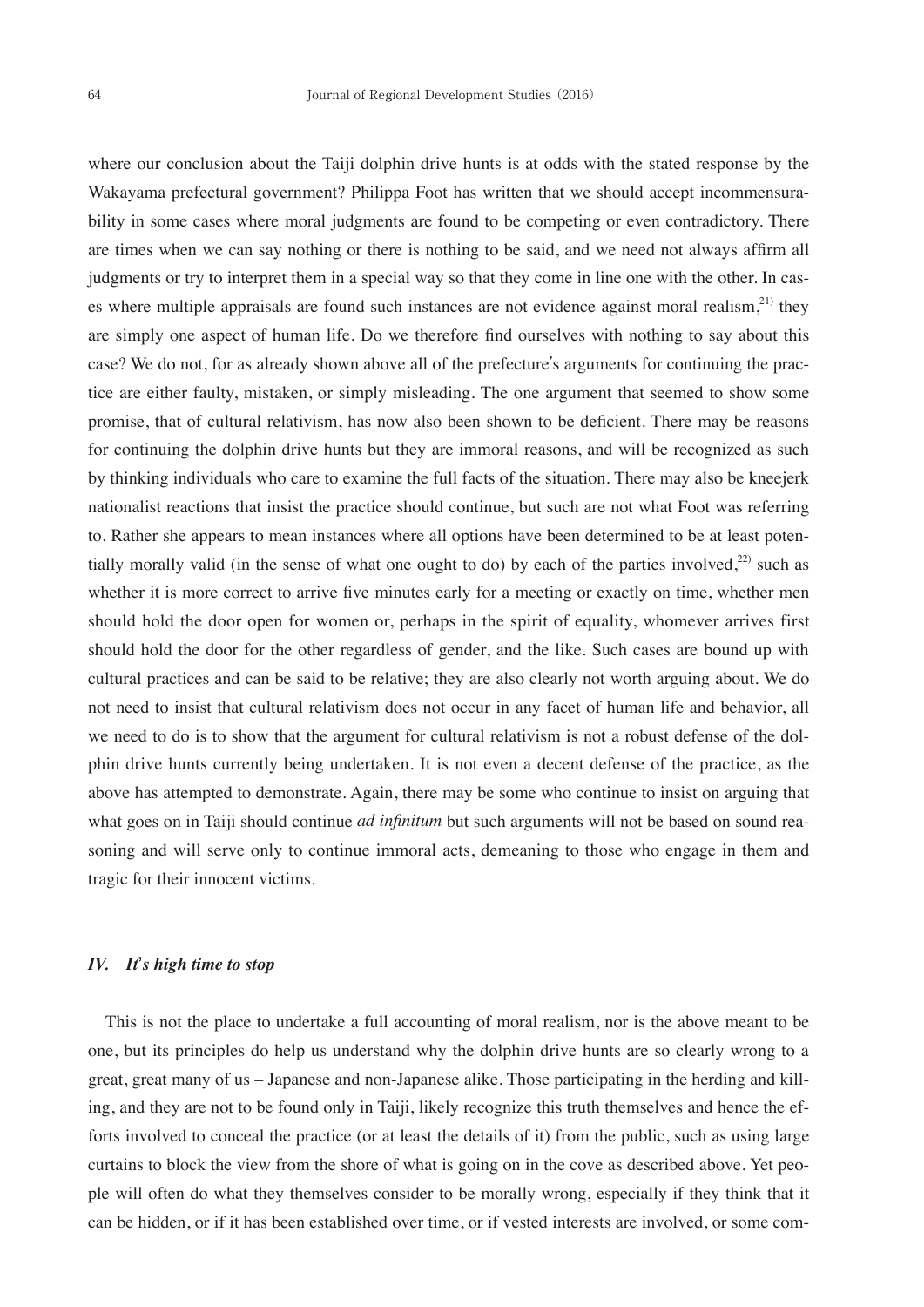where our conclusion about the Taiji dolphin drive hunts is at odds with the stated response by the Wakayama prefectural government? Philippa Foot has written that we should accept incommensurability in some cases where moral judgments are found to be competing or even contradictory. There are times when we can say nothing or there is nothing to be said, and we need not always affirm all judgments or try to interpret them in a special way so that they come in line one with the other. In cases where multiple appraisals are found such instances are not evidence against moral realism,[21] they are simply one aspect of human life. Do we therefore find ourselves with nothing to say about this case? We do not, for as already shown above all of the prefecture's arguments for continuing the practice are either faulty, mistaken, or simply misleading. The one argument that seemed to show some promise, that of cultural relativism, has now also been shown to be deficient. There may be reasons for continuing the dolphin drive hunts but they are immoral reasons, and will be recognized as such by thinking individuals who care to examine the full facts of the situation. There may also be kneejerk nationalist reactions that insist the practice should continue, but such are not what Foot was referring to. Rather she appears to mean instances where all options have been determined to be at least potentially morally valid (in the sense of what one ought to do) by each of the parties involved,[22] such as whether it is more correct to arrive five minutes early for a meeting or exactly on time, whether men should hold the door open for women or, perhaps in the spirit of equality, whomever arrives first should hold the door for the other regardless of gender, and the like. Such cases are bound up with cultural practices and can be said to be relative; they are also clearly not worth arguing about. We do not need to insist that cultural relativism does not occur in any facet of human life and behavior, all we need to do is to show that the argument for cultural relativism is not a robust defense of the dolphin drive hunts currently being undertaken. It is not even a decent defense of the practice, as the above has attempted to demonstrate. Again, there may be some who continue to insist on arguing that what goes on in Taiji should continue *ad infinitum* but such arguments will not be based on sound reasoning and will serve only to continue immoral acts, demeaning to those who engage in them and tragic for their innocent victims.

## *IV. It's high time to stop*

This is not the place to undertake a full accounting of moral realism, nor is the above meant to be one, but its principles do help us understand why the dolphin drive hunts are so clearly wrong to a great, great many of us – Japanese and non-Japanese alike. Those participating in the herding and killing, and they are not to be found only in Taiji, likely recognize this truth themselves and hence the efforts involved to conceal the practice (or at least the details of it) from the public, such as using large curtains to block the view from the shore of what is going on in the cove as described above. Yet people will often do what they themselves consider to be morally wrong, especially if they think that it can be hidden, or if it has been established over time, or if vested interests are involved, or some com-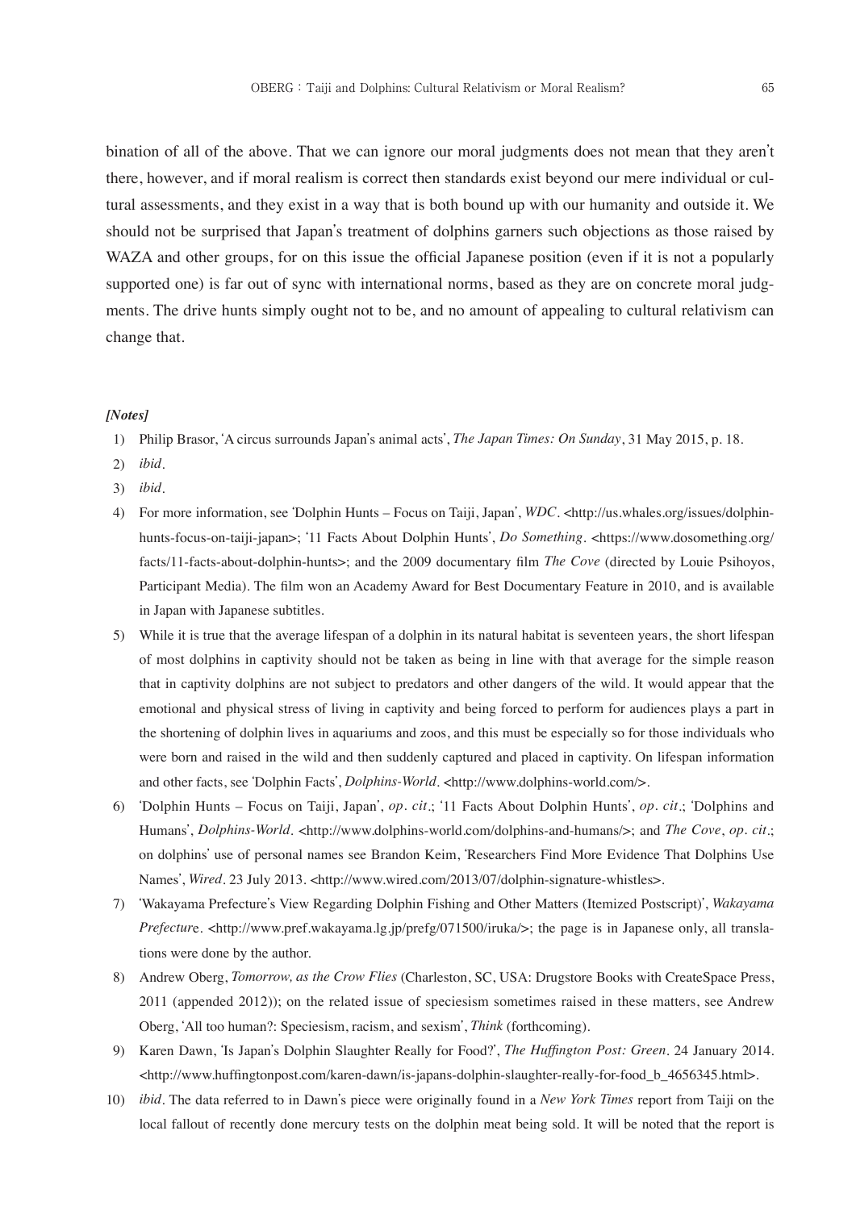bination of all of the above. That we can ignore our moral judgments does not mean that they aren't there, however, and if moral realism is correct then standards exist beyond our mere individual or cultural assessments, and they exist in a way that is both bound up with our humanity and outside it. We should not be surprised that Japan's treatment of dolphins garners such objections as those raised by WAZA and other groups, for on this issue the official Japanese position (even if it is not a popularly supported one) is far out of sync with international norms, based as they are on concrete moral judgments. The drive hunts simply ought not to be, and no amount of appealing to cultural relativism can change that.

***[Notes]***

1) Philip Brasor, 'A circus surrounds Japan's animal acts', *The Japan Times: On Sunday*, 31 May 2015, p. 18.
2) *ibid*.
3) *ibid*.
4) For more information, see 'Dolphin Hunts – Focus on Taiji, Japan', *WDC*. <http://us.whales.org/issues/dolphin-hunts-focus-on-taiji-japan>; '11 Facts About Dolphin Hunts', *Do Something*. <https://www.dosomething.org/facts/11-facts-about-dolphin-hunts>; and the 2009 documentary film *The Cove* (directed by Louie Psihoyos, Participant Media). The film won an Academy Award for Best Documentary Feature in 2010, and is available in Japan with Japanese subtitles.
5) While it is true that the average lifespan of a dolphin in its natural habitat is seventeen years, the short lifespan of most dolphins in captivity should not be taken as being in line with that average for the simple reason that in captivity dolphins are not subject to predators and other dangers of the wild. It would appear that the emotional and physical stress of living in captivity and being forced to perform for audiences plays a part in the shortening of dolphin lives in aquariums and zoos, and this must be especially so for those individuals who were born and raised in the wild and then suddenly captured and placed in captivity. On lifespan information and other facts, see 'Dolphin Facts', *Dolphins-World*. <http://www.dolphins-world.com/>.
6) 'Dolphin Hunts – Focus on Taiji, Japan', *op. cit*.; '11 Facts About Dolphin Hunts', *op. cit*.; 'Dolphins and Humans', *Dolphins-World*. <http://www.dolphins-world.com/dolphins-and-humans/>; and *The Cove*, *op. cit*.; on dolphins' use of personal names see Brandon Keim, 'Researchers Find More Evidence That Dolphins Use Names', *Wired*. 23 July 2013. <http://www.wired.com/2013/07/dolphin-signature-whistles>.
7) 'Wakayama Prefecture's View Regarding Dolphin Fishing and Other Matters (Itemized Postscript)', *Wakayama Prefecture*. <http://www.pref.wakayama.lg.jp/prefg/071500/iruka/>; the page is in Japanese only, all translations were done by the author.
8) Andrew Oberg, *Tomorrow, as the Crow Flies* (Charleston, SC, USA: Drugstore Books with CreateSpace Press, 2011 (appended 2012)); on the related issue of speciesism sometimes raised in these matters, see Andrew Oberg, 'All too human?: Speciesism, racism, and sexism', *Think* (forthcoming).
9) Karen Dawn, 'Is Japan's Dolphin Slaughter Really for Food?', *The Huffington Post: Green*. 24 January 2014. <http://www.huffingtonpost.com/karen-dawn/is-japans-dolphin-slaughter-really-for-food_b_4656345.html>.
10) *ibid*. The data referred to in Dawn's piece were originally found in a *New York Times* report from Taiji on the local fallout of recently done mercury tests on the dolphin meat being sold. It will be noted that the report is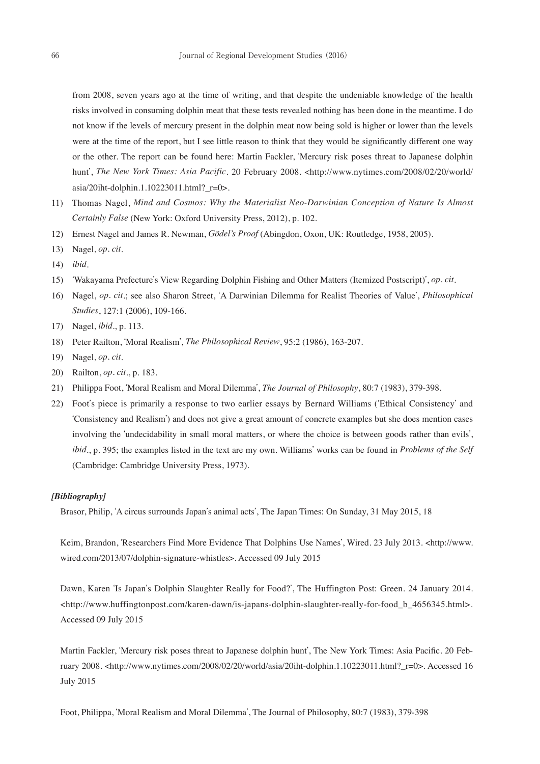from 2008, seven years ago at the time of writing, and that despite the undeniable knowledge of the health risks involved in consuming dolphin meat that these tests revealed nothing has been done in the meantime. I do not know if the levels of mercury present in the dolphin meat now being sold is higher or lower than the levels were at the time of the report, but I see little reason to think that they would be significantly different one way or the other. The report can be found here: Martin Fackler, 'Mercury risk poses threat to Japanese dolphin hunt', *The New York Times: Asia Pacific*. 20 February 2008. <http://www.nytimes.com/2008/02/20/world/asia/20iht-dolphin.1.10223011.html?_r=0>.

11) Thomas Nagel, *Mind and Cosmos: Why the Materialist Neo-Darwinian Conception of Nature Is Almost Certainly False* (New York: Oxford University Press, 2012), p. 102.
12) Ernest Nagel and James R. Newman, *Gödel's Proof* (Abingdon, Oxon, UK: Routledge, 1958, 2005).
13) Nagel, *op. cit.*
14) *ibid.*
15) 'Wakayama Prefecture's View Regarding Dolphin Fishing and Other Matters (Itemized Postscript)', *op. cit.*
16) Nagel, *op. cit.*; see also Sharon Street, 'A Darwinian Dilemma for Realist Theories of Value', *Philosophical Studies*, 127:1 (2006), 109-166.
17) Nagel, *ibid.*, p. 113.
18) Peter Railton, 'Moral Realism', *The Philosophical Review*, 95:2 (1986), 163-207.
19) Nagel, *op. cit.*
20) Railton, *op. cit.*, p. 183.
21) Philippa Foot, 'Moral Realism and Moral Dilemma', *The Journal of Philosophy*, 80:7 (1983), 379-398.
22) Foot's piece is primarily a response to two earlier essays by Bernard Williams ('Ethical Consistency' and 'Consistency and Realism') and does not give a great amount of concrete examples but she does mention cases involving the 'undecidability in small moral matters, or where the choice is between goods rather than evils', *ibid.*, p. 395; the examples listed in the text are my own. Williams' works can be found in *Problems of the Self* (Cambridge: Cambridge University Press, 1973).

***[Bibliography]***

Brasor, Philip, 'A circus surrounds Japan's animal acts', The Japan Times: On Sunday, 31 May 2015, 18

Keim, Brandon, 'Researchers Find More Evidence That Dolphins Use Names', Wired. 23 July 2013. <http://www.wired.com/2013/07/dolphin-signature-whistles>. Accessed 09 July 2015

Dawn, Karen 'Is Japan's Dolphin Slaughter Really for Food?', The Huffington Post: Green. 24 January 2014. <http://www.huffingtonpost.com/karen-dawn/is-japans-dolphin-slaughter-really-for-food_b_4656345.html>. Accessed 09 July 2015

Martin Fackler, 'Mercury risk poses threat to Japanese dolphin hunt', The New York Times: Asia Pacific. 20 February 2008. <http://www.nytimes.com/2008/02/20/world/asia/20iht-dolphin.1.10223011.html?_r=0>. Accessed 16 July 2015

Foot, Philippa, 'Moral Realism and Moral Dilemma', The Journal of Philosophy, 80:7 (1983), 379-398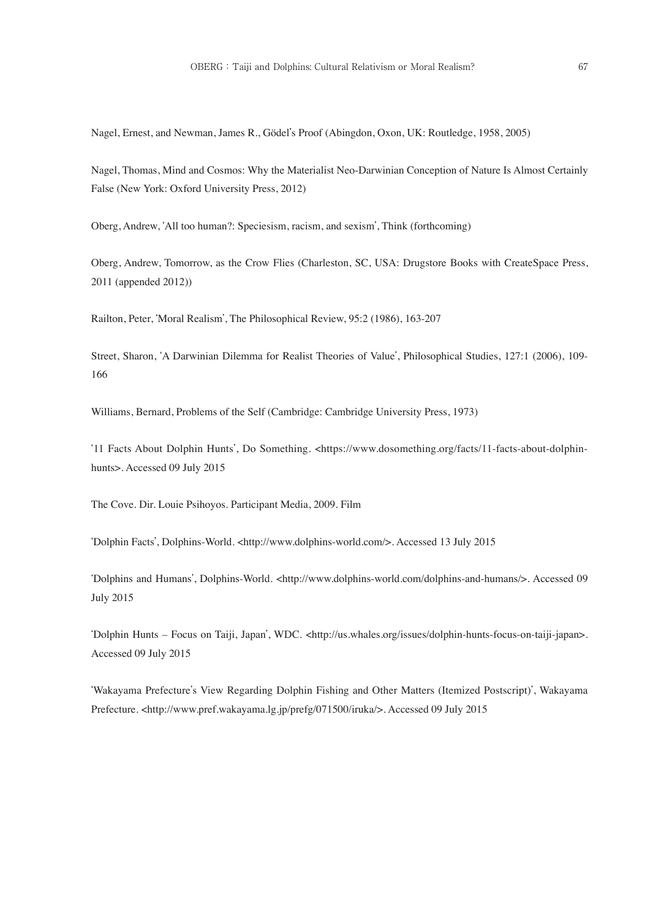Nagel, Ernest, and Newman, James R., Gödel's Proof (Abingdon, Oxon, UK: Routledge, 1958, 2005)

Nagel, Thomas, Mind and Cosmos: Why the Materialist Neo-Darwinian Conception of Nature Is Almost Certainly False (New York: Oxford University Press, 2012)

Oberg, Andrew, 'All too human?: Speciesism, racism, and sexism', Think (forthcoming)

Oberg, Andrew, Tomorrow, as the Crow Flies (Charleston, SC, USA: Drugstore Books with CreateSpace Press, 2011 (appended 2012))

Railton, Peter, 'Moral Realism', The Philosophical Review, 95:2 (1986), 163-207

Street, Sharon, 'A Darwinian Dilemma for Realist Theories of Value', Philosophical Studies, 127:1 (2006), 109-166

Williams, Bernard, Problems of the Self (Cambridge: Cambridge University Press, 1973)

'11 Facts About Dolphin Hunts', Do Something. <https://www.dosomething.org/facts/11-facts-about-dolphin-hunts>. Accessed 09 July 2015

The Cove. Dir. Louie Psihoyos. Participant Media, 2009. Film

'Dolphin Facts', Dolphins-World. <http://www.dolphins-world.com/>. Accessed 13 July 2015

'Dolphins and Humans', Dolphins-World. <http://www.dolphins-world.com/dolphins-and-humans/>. Accessed 09 July 2015

'Dolphin Hunts – Focus on Taiji, Japan', WDC. <http://us.whales.org/issues/dolphin-hunts-focus-on-taiji-japan>. Accessed 09 July 2015

'Wakayama Prefecture's View Regarding Dolphin Fishing and Other Matters (Itemized Postscript)', Wakayama Prefecture. <http://www.pref.wakayama.lg.jp/prefg/071500/iruka/>. Accessed 09 July 2015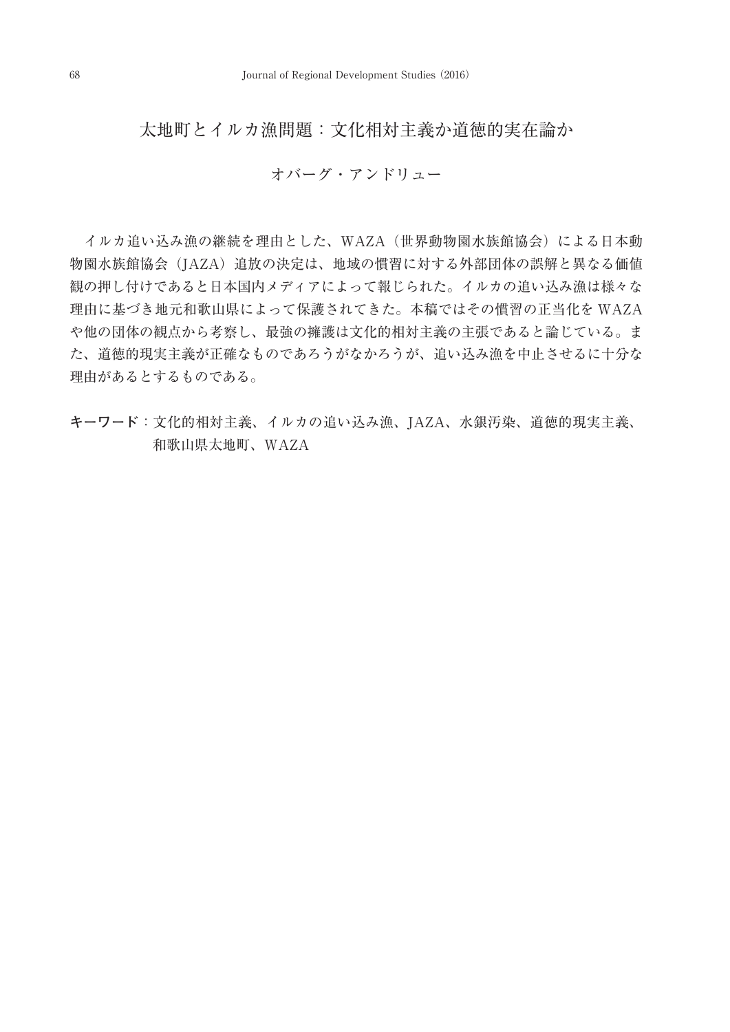# 太地町とイルカ漁問題：文化相対主義か道徳的実在論か

オバーグ・アンドリュー

イルカ追い込み漁の継続を理由とした、WAZA（世界動物園水族館協会）による日本動物園水族館協会（JAZA）追放の決定は、地域の慣習に対する外部団体の誤解と異なる価値観の押し付けであると日本国内メディアによって報じられた。イルカの追い込み漁は様々な理由に基づき地元和歌山県によって保護されてきた。本稿ではその慣習の正当化を WAZA や他の団体の観点から考察し、最強の擁護は文化的相対主義の主張であると論じている。また、道徳的現実主義が正確なものであろうがなかろうが、追い込み漁を中止させるに十分な理由があるとするものである。

**キーワード**：文化的相対主義、イルカの追い込み漁、JAZA、水銀汚染、道徳的現実主義、和歌山県太地町、WAZA